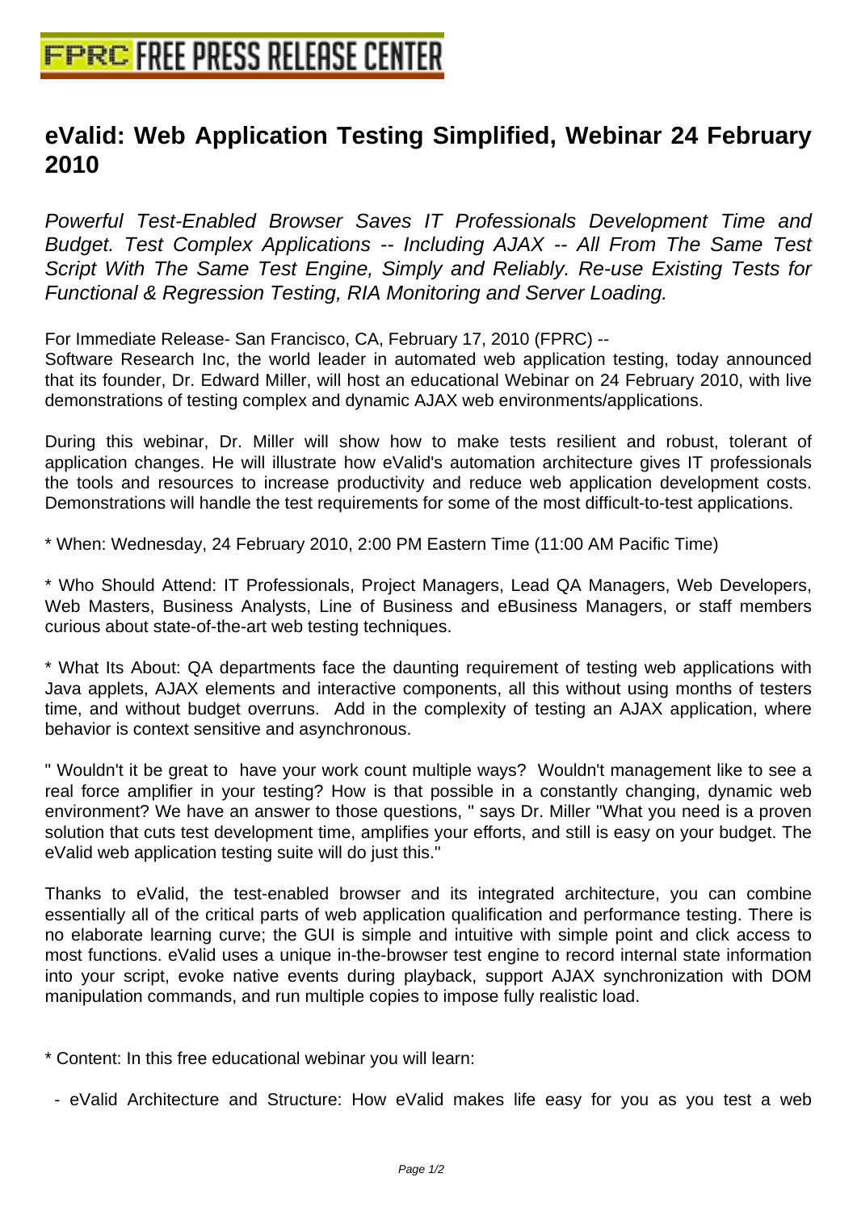# eValid: Web Application Testing Simplified, Webinar 24 February 2010

*Powerful Test-Enabled Browser Saves IT Professionals Development Time and Budget. Test Complex Applications -- Including AJAX -- All From The Same Test Script With The Same Test Engine, Simply and Reliably. Re-use Existing Tests for Functional & Regression Testing, RIA Monitoring and Server Loading.*

For Immediate Release- San Francisco, CA, February 17, 2010 (FPRC) --
Software Research Inc, the world leader in automated web application testing, today announced that its founder, Dr. Edward Miller, will host an educational Webinar on 24 February 2010, with live demonstrations of testing complex and dynamic AJAX web environments/applications.

During this webinar, Dr. Miller will show how to make tests resilient and robust, tolerant of application changes. He will illustrate how eValid's automation architecture gives IT professionals the tools and resources to increase productivity and reduce web application development costs. Demonstrations will handle the test requirements for some of the most difficult-to-test applications.

* When: Wednesday, 24 February 2010, 2:00 PM Eastern Time (11:00 AM Pacific Time)

* Who Should Attend: IT Professionals, Project Managers, Lead QA Managers, Web Developers, Web Masters, Business Analysts, Line of Business and eBusiness Managers, or staff members curious about state-of-the-art web testing techniques.

* What Its About: QA departments face the daunting requirement of testing web applications with Java applets, AJAX elements and interactive components, all this without using months of testers time, and without budget overruns. Add in the complexity of testing an AJAX application, where behavior is context sensitive and asynchronous.

" Wouldn't it be great to have your work count multiple ways? Wouldn't management like to see a real force amplifier in your testing? How is that possible in a constantly changing, dynamic web environment? We have an answer to those questions, " says Dr. Miller "What you need is a proven solution that cuts test development time, amplifies your efforts, and still is easy on your budget. The eValid web application testing suite will do just this."

Thanks to eValid, the test-enabled browser and its integrated architecture, you can combine essentially all of the critical parts of web application qualification and performance testing. There is no elaborate learning curve; the GUI is simple and intuitive with simple point and click access to most functions. eValid uses a unique in-the-browser test engine to record internal state information into your script, evoke native events during playback, support AJAX synchronization with DOM manipulation commands, and run multiple copies to impose fully realistic load.

* Content: In this free educational webinar you will learn:

- eValid Architecture and Structure: How eValid makes life easy for you as you test a web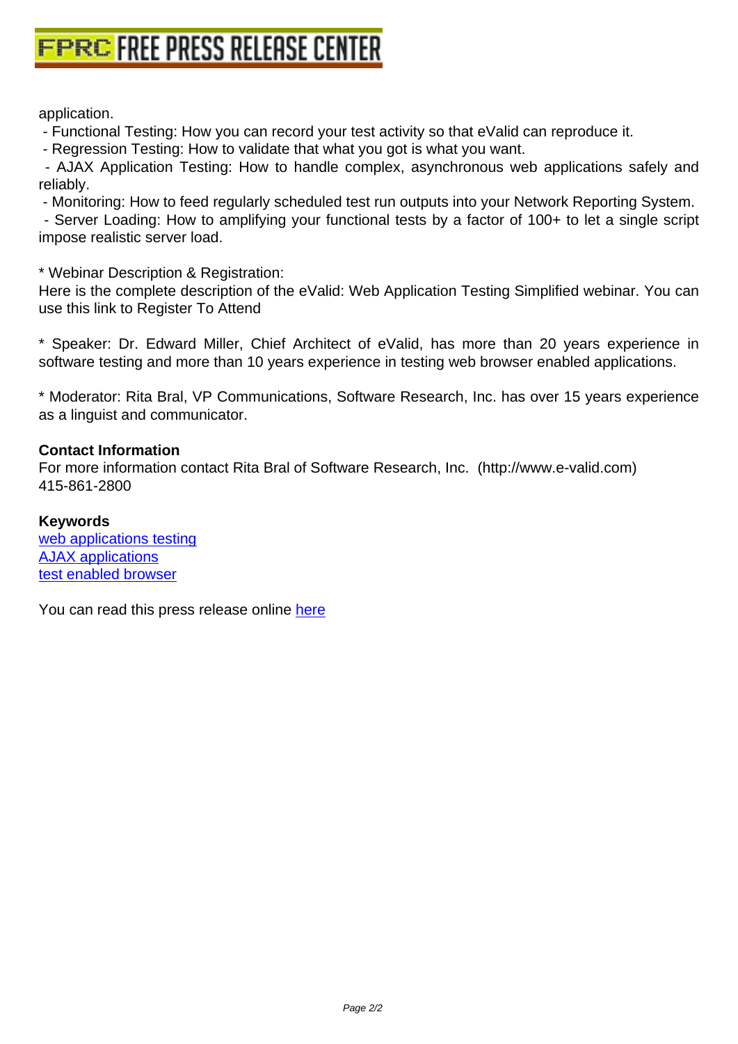application.

- Functional Testing: How you can record your test activity so that eValid can reproduce it.
- Regression Testing: How to validate that what you got is what you want.
- AJAX Application Testing: How to handle complex, asynchronous web applications safely and reliably.
- Monitoring: How to feed regularly scheduled test run outputs into your Network Reporting System.
- Server Loading: How to amplifying your functional tests by a factor of 100+ to let a single script impose realistic server load.

* Webinar Description & Registration:
Here is the complete description of the eValid: Web Application Testing Simplified webinar. You can use this link to Register To Attend

* Speaker: Dr. Edward Miller, Chief Architect of eValid, has more than 20 years experience in software testing and more than 10 years experience in testing web browser enabled applications.

* Moderator: Rita Bral, VP Communications, Software Research, Inc. has over 15 years experience as a linguist and communicator.

**Contact Information**
For more information contact Rita Bral of Software Research, Inc. (http://www.e-valid.com)
415-861-2800

**Keywords**
web applications testing
AJAX applications
test enabled browser

You can read this press release online here